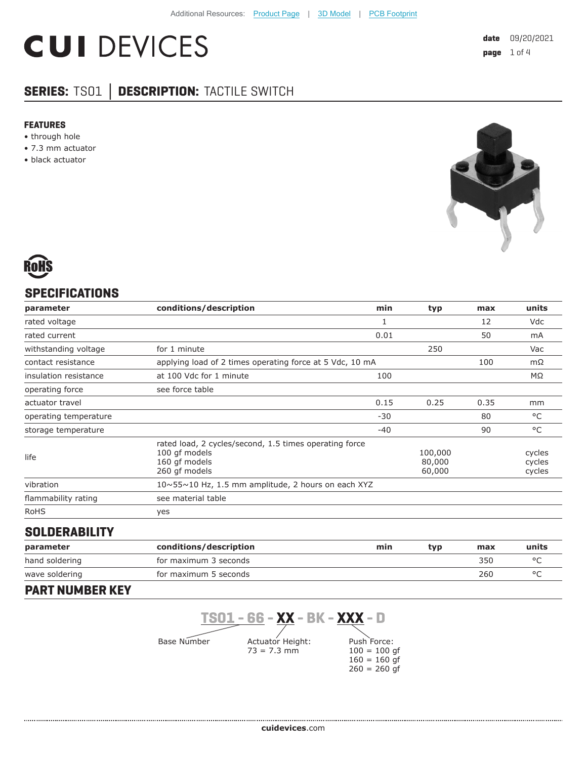Additional Resources: Product Page | 3D Model | PCB Footprint

# CUI DEVICES

**date** 09/20/2021

## SERIES: TS01 | DESCRIPTION: TACTILE SWITCH

### FEATURES

- through hole
- 7.3 mm actuator
- black actuator

RoHS

## SPECIFICATIONS

| parameter | conditions/description | min | typ | max | units |
|---|---|---|---|---|---|
| rated voltage | | 1 | | 12 | Vdc |
| rated current | | 0.01 | | 50 | mA |
| withstanding voltage | for 1 minute | | 250 | | Vac |
| contact resistance | applying load of 2 times operating force at 5 Vdc, 10 mA | | | 100 | mΩ |
| insulation resistance | at 100 Vdc for 1 minute | 100 | | | MΩ |
| operating force | see force table | | | | |
| actuator travel | | 0.15 | 0.25 | 0.35 | mm |
| operating temperature | | -30 | | 80 | °C |
| storage temperature | | -40 | | 90 | °C |
| life | rated load, 2 cycles/second, 1.5 times operating force<br>100 gf models<br>160 gf models<br>260 gf models | | <br>100,000<br>80,000<br>60,000 | | <br>cycles<br>cycles<br>cycles |
| vibration | 10~55~10 Hz, 1.5 mm amplitude, 2 hours on each XYZ | | | | |
| flammability rating | see material table | | | | |
| RoHS | yes | | | | |

## SOLDERABILITY

| parameter | conditions/description | min | typ | max | units |
|---|---|---|---|---|---|
| hand soldering | for maximum 3 seconds | | | 350 | °C |
| wave soldering | for maximum 5 seconds | | | 260 | °C |

## PART NUMBER KEY

TS01 - 66 - XX - BK - XXX - D

Base Number

Actuator Height:
73 = 7.3 mm

Push Force:
100 = 100 gf
160 = 160 gf
260 = 260 gf

cuidevices.com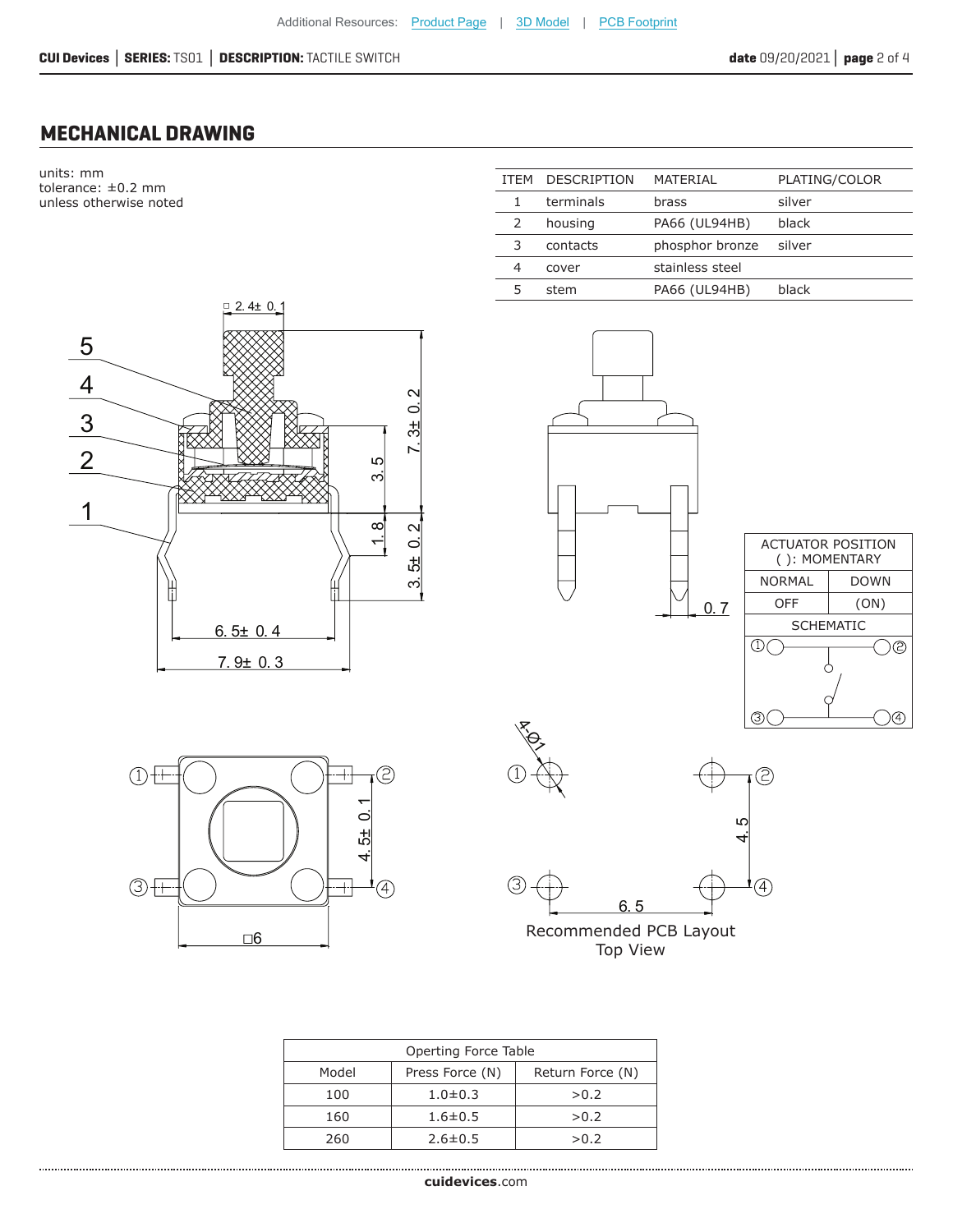## MECHANICAL DRAWING

units: mm
tolerance: ±0.2 mm
unless otherwise noted

| ITEM | DESCRIPTION | MATERIAL | PLATING/COLOR |
|---|---|---|---|
| 1 | terminals | brass | silver |
| 2 | housing | PA66 (UL94HB) | black |
| 3 | contacts | phosphor bronze | silver |
| 4 | cover | stainless steel | |
| 5 | stem | PA66 (UL94HB) | black |

□ 2.4± 0.1

7.3± 0.2

3.5

1.8

3.5± 0.2

6.5± 0.4

7.9± 0.3

0.7

4.5± 0.1

□6

4-Ø1

4.5

6.5

Recommended PCB Layout
Top View

| ACTUATOR POSITION ( ): MOMENTARY | |
|---|---|
| NORMAL | DOWN |
| OFF | (ON) |
| SCHEMATIC | |

| Operting Force Table | | |
|---|---|---|
| Model | Press Force (N) | Return Force (N) |
| 100 | 1.0±0.3 | >0.2 |
| 160 | 1.6±0.5 | >0.2 |
| 260 | 2.6±0.5 | >0.2 |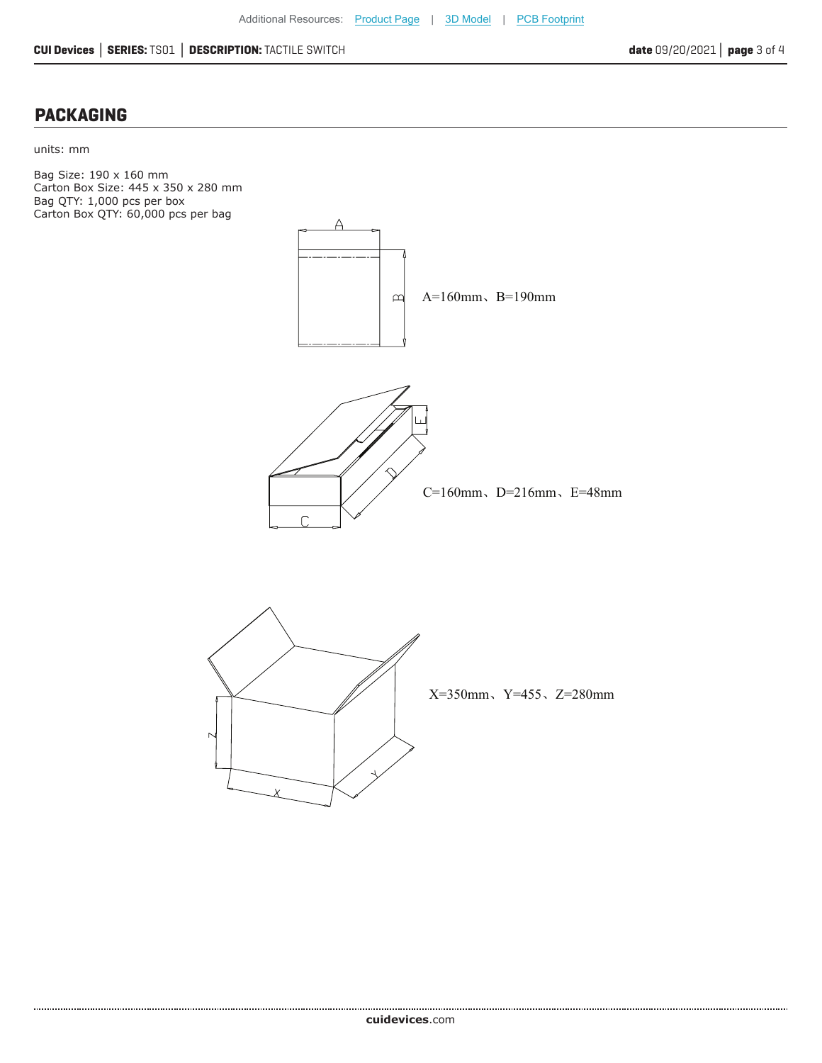## PACKAGING

units: mm

Bag Size: 190 x 160 mm
Carton Box Size: 445 x 350 x 280 mm
Bag QTY: 1,000 pcs per box
Carton Box QTY: 60,000 pcs per bag

A

B

A=160mm、B=190mm

E

D

C

C=160mm、D=216mm、E=48mm

Z

X

Y

X=350mm、Y=455、Z=280mm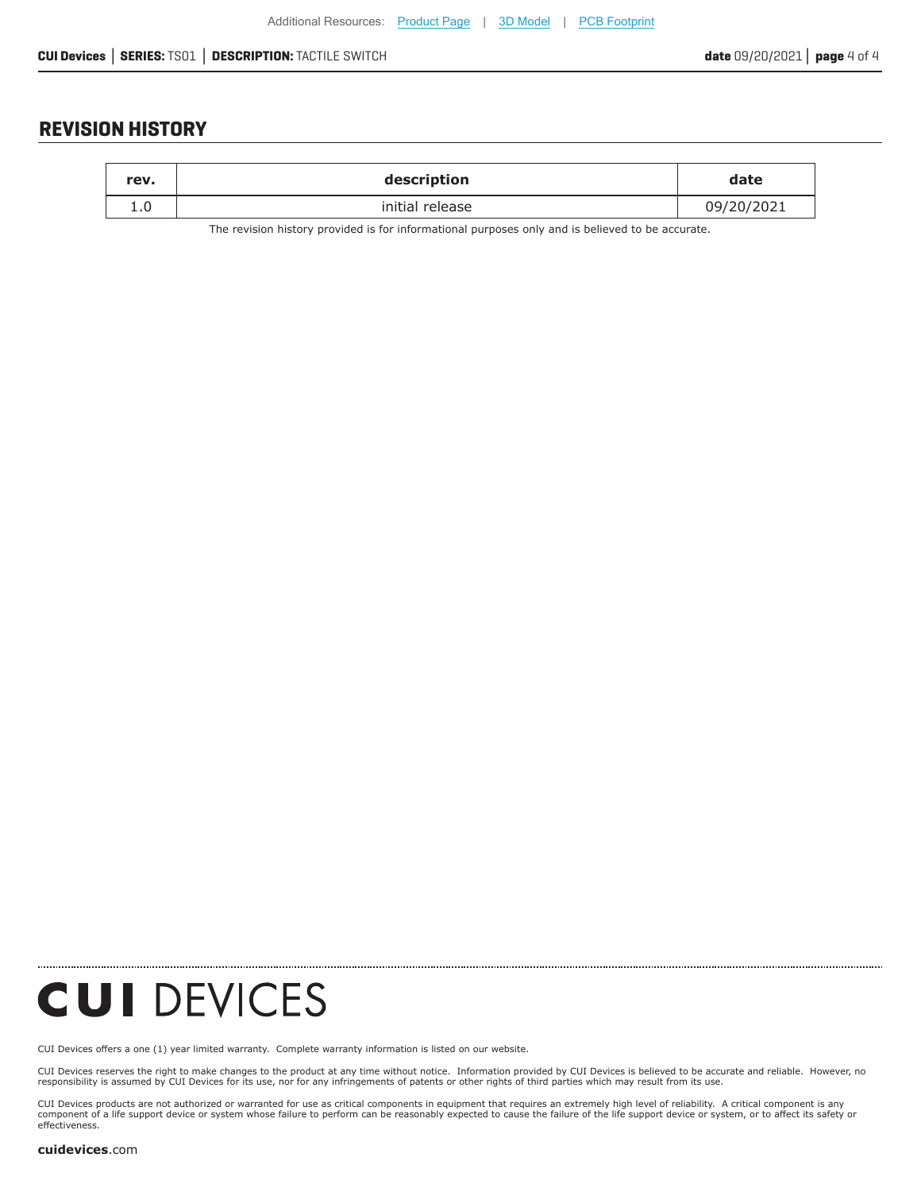## REVISION HISTORY

| rev. | description | date |
| --- | --- | --- |
| 1.0 | initial release | 09/20/2021 |

The revision history provided is for informational purposes only and is believed to be accurate.

CUI DEVICES

CUI Devices offers a one (1) year limited warranty. Complete warranty information is listed on our website.

CUI Devices reserves the right to make changes to the product at any time without notice. Information provided by CUI Devices is believed to be accurate and reliable. However, no responsibility is assumed by CUI Devices for its use, nor for any infringements of patents or other rights of third parties which may result from its use.

CUI Devices products are not authorized or warranted for use as critical components in equipment that requires an extremely high level of reliability. A critical component is any component of a life support device or system whose failure to perform can be reasonably expected to cause the failure of the life support device or system, or to affect its safety or effectiveness.

**cuidevices**.com